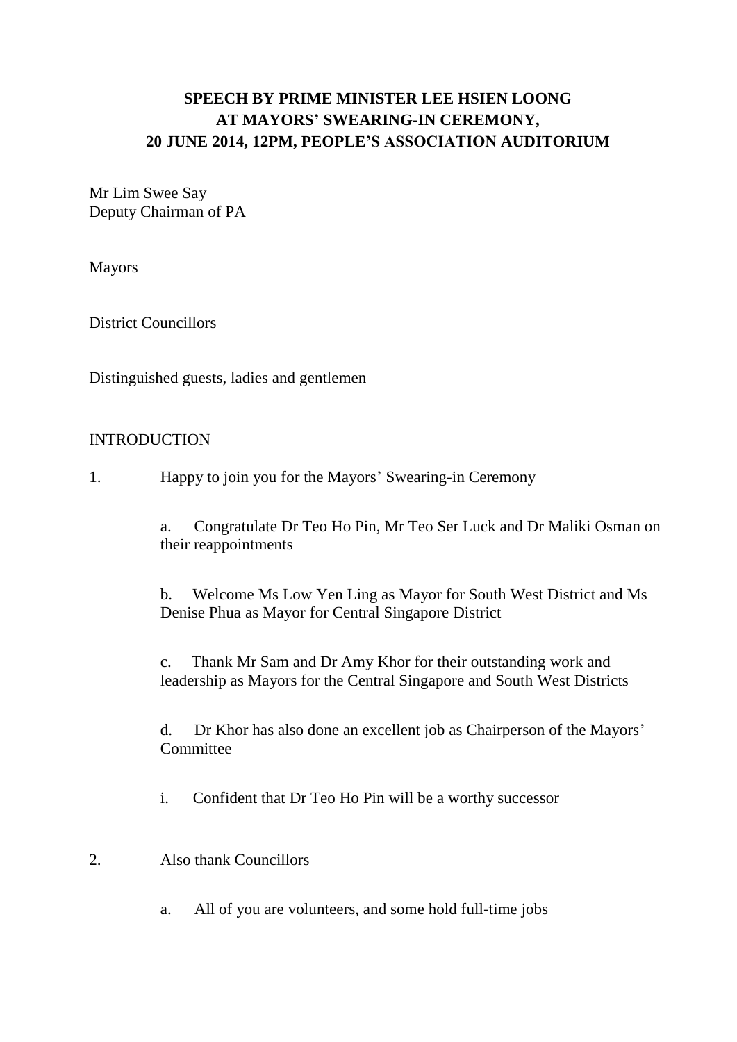# SPEECH BY PRIME MINISTER LEE HSIEN LOONG AT MAYORS' SWEARING-IN CEREMONY, 20 JUNE 2014, 12PM, PEOPLE'S ASSOCIATION AUDITORIUM

Mr Lim Swee Say
Deputy Chairman of PA

Mayors

District Councillors

Distinguished guests, ladies and gentlemen

## INTRODUCTION

1. Happy to join you for the Mayors' Swearing-in Ceremony

   a. Congratulate Dr Teo Ho Pin, Mr Teo Ser Luck and Dr Maliki Osman on their reappointments

   b. Welcome Ms Low Yen Ling as Mayor for South West District and Ms Denise Phua as Mayor for Central Singapore District

   c. Thank Mr Sam and Dr Amy Khor for their outstanding work and leadership as Mayors for the Central Singapore and South West Districts

   d. Dr Khor has also done an excellent job as Chairperson of the Mayors' Committee

   i. Confident that Dr Teo Ho Pin will be a worthy successor

2. Also thank Councillors

   a. All of you are volunteers, and some hold full-time jobs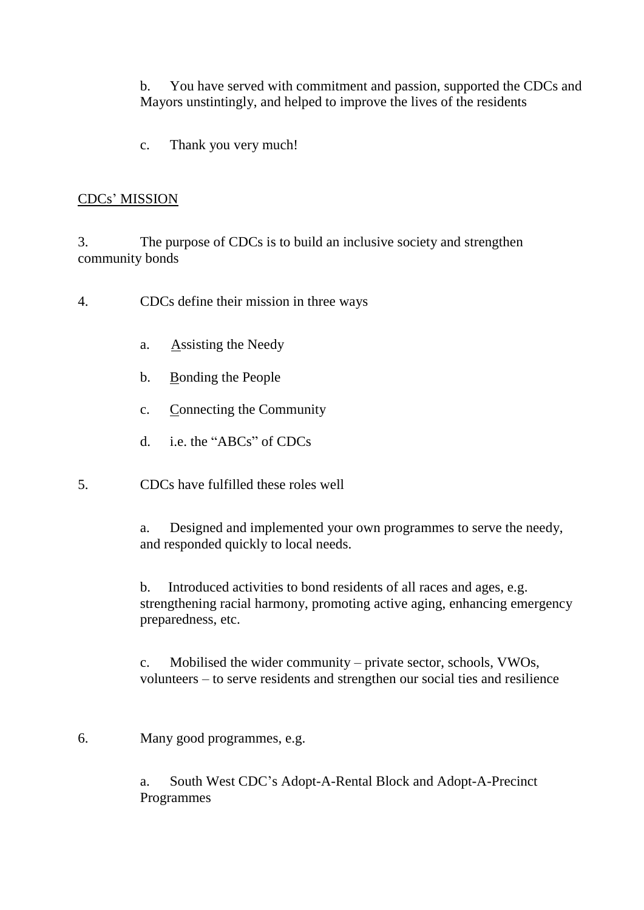b. You have served with commitment and passion, supported the CDCs and Mayors unstintingly, and helped to improve the lives of the residents

c. Thank you very much!

<u>CDCs' MISSION</u>

3. The purpose of CDCs is to build an inclusive society and strengthen community bonds

4. CDCs define their mission in three ways

a. <u>A</u>ssisting the Needy

b. <u>B</u>onding the People

c. <u>C</u>onnecting the Community

d. i.e. the "ABCs" of CDCs

5. CDCs have fulfilled these roles well

a. Designed and implemented your own programmes to serve the needy, and responded quickly to local needs.

b. Introduced activities to bond residents of all races and ages, e.g. strengthening racial harmony, promoting active aging, enhancing emergency preparedness, etc.

c. Mobilised the wider community – private sector, schools, VWOs, volunteers – to serve residents and strengthen our social ties and resilience

6. Many good programmes, e.g.

a. South West CDC's Adopt-A-Rental Block and Adopt-A-Precinct Programmes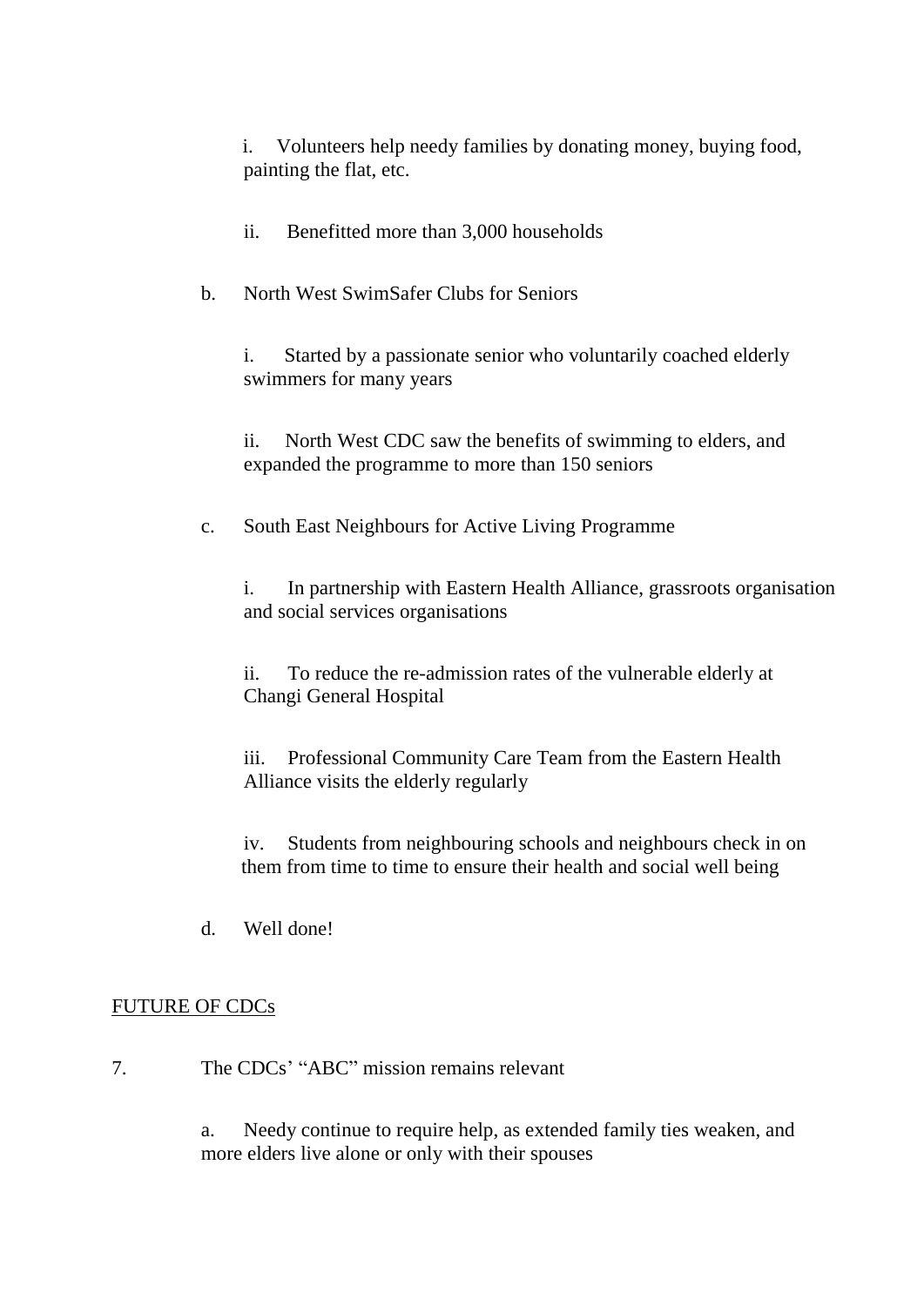i. Volunteers help needy families by donating money, buying food, painting the flat, etc.

ii. Benefitted more than 3,000 households

b. North West SwimSafer Clubs for Seniors

i. Started by a passionate senior who voluntarily coached elderly swimmers for many years

ii. North West CDC saw the benefits of swimming to elders, and expanded the programme to more than 150 seniors

c. South East Neighbours for Active Living Programme

i. In partnership with Eastern Health Alliance, grassroots organisation and social services organisations

ii. To reduce the re-admission rates of the vulnerable elderly at Changi General Hospital

iii. Professional Community Care Team from the Eastern Health Alliance visits the elderly regularly

iv. Students from neighbouring schools and neighbours check in on them from time to time to ensure their health and social well being

d. Well done!

<u>FUTURE OF CDCs</u>

7. The CDCs' "ABC" mission remains relevant

a. Needy continue to require help, as extended family ties weaken, and more elders live alone or only with their spouses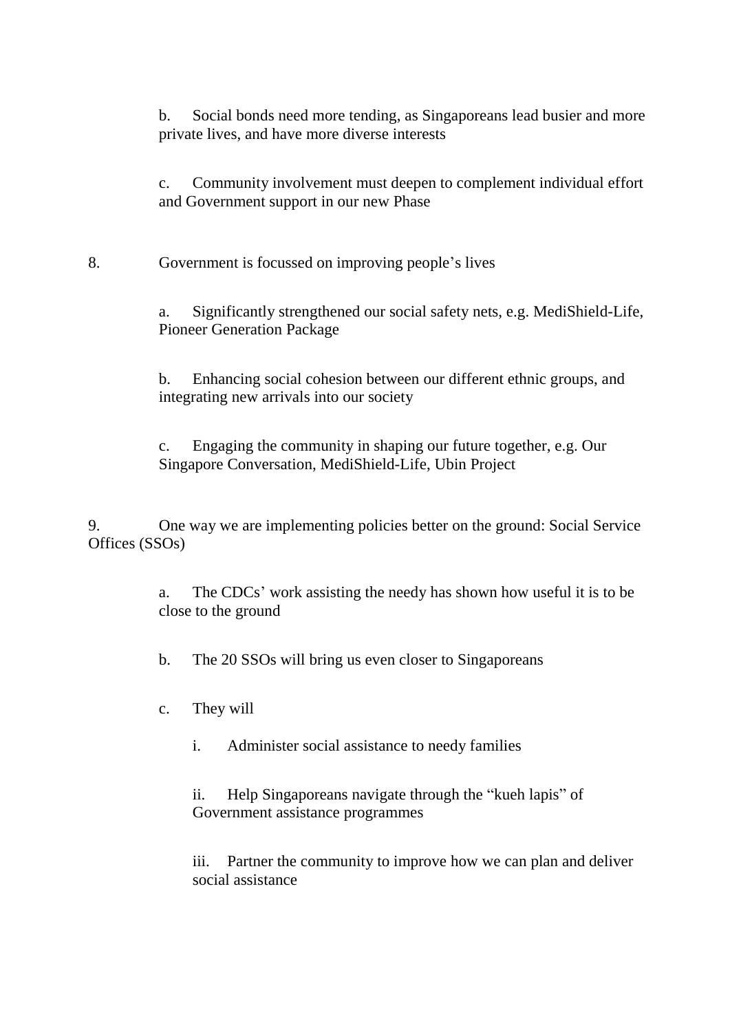b. Social bonds need more tending, as Singaporeans lead busier and more private lives, and have more diverse interests

c. Community involvement must deepen to complement individual effort and Government support in our new Phase

8. Government is focussed on improving people's lives

a. Significantly strengthened our social safety nets, e.g. MediShield-Life, Pioneer Generation Package

b. Enhancing social cohesion between our different ethnic groups, and integrating new arrivals into our society

c. Engaging the community in shaping our future together, e.g. Our Singapore Conversation, MediShield-Life, Ubin Project

9. One way we are implementing policies better on the ground: Social Service Offices (SSOs)

a. The CDCs' work assisting the needy has shown how useful it is to be close to the ground

b. The 20 SSOs will bring us even closer to Singaporeans

c. They will

i. Administer social assistance to needy families

ii. Help Singaporeans navigate through the "kueh lapis" of Government assistance programmes

iii. Partner the community to improve how we can plan and deliver social assistance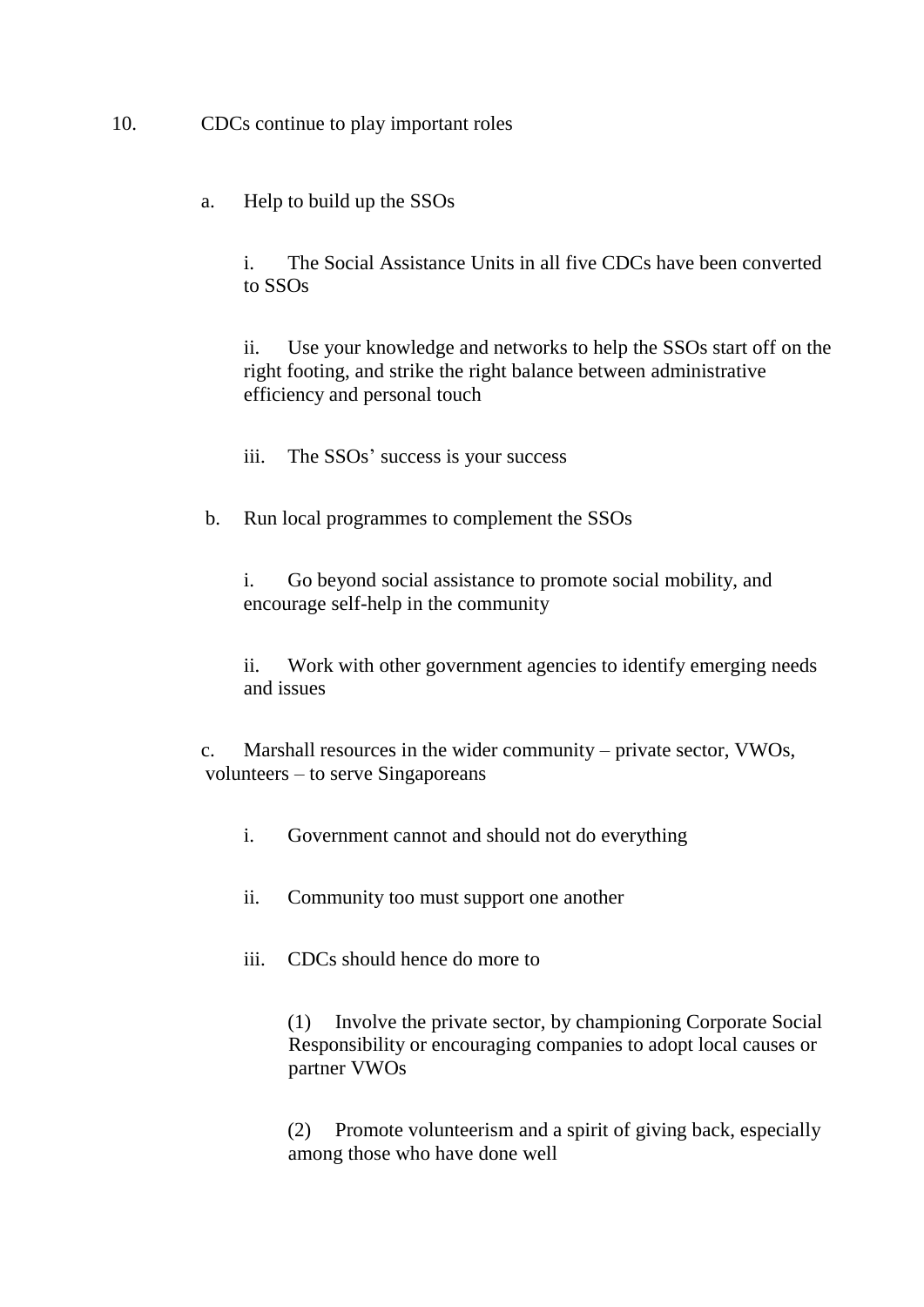10. CDCs continue to play important roles

   a. Help to build up the SSOs

      i. The Social Assistance Units in all five CDCs have been converted to SSOs

      ii. Use your knowledge and networks to help the SSOs start off on the right footing, and strike the right balance between administrative efficiency and personal touch

      iii. The SSOs' success is your success

   b. Run local programmes to complement the SSOs

      i. Go beyond social assistance to promote social mobility, and encourage self-help in the community

      ii. Work with other government agencies to identify emerging needs and issues

   c. Marshall resources in the wider community – private sector, VWOs, volunteers – to serve Singaporeans

      i. Government cannot and should not do everything

      ii. Community too must support one another

      iii. CDCs should hence do more to

         (1) Involve the private sector, by championing Corporate Social Responsibility or encouraging companies to adopt local causes or partner VWOs

         (2) Promote volunteerism and a spirit of giving back, especially among those who have done well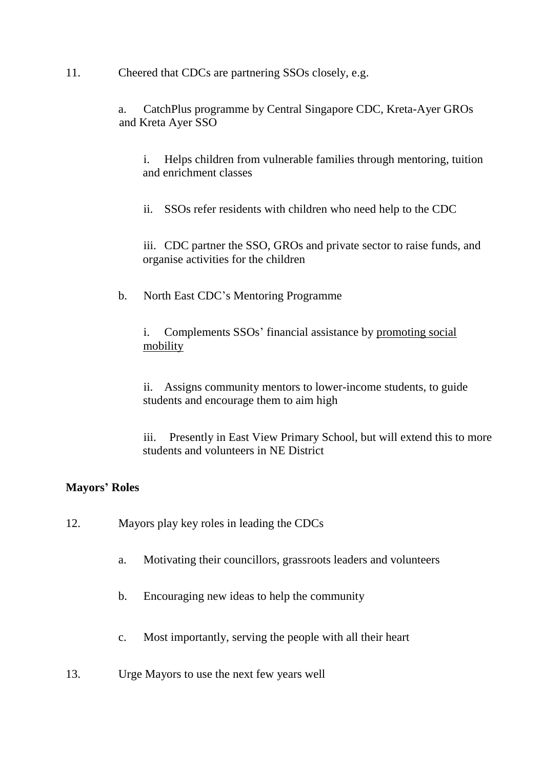11. Cheered that CDCs are partnering SSOs closely, e.g.

    a. CatchPlus programme by Central Singapore CDC, Kreta-Ayer GROs and Kreta Ayer SSO

        i. Helps children from vulnerable families through mentoring, tuition and enrichment classes

        ii. SSOs refer residents with children who need help to the CDC

        iii. CDC partner the SSO, GROs and private sector to raise funds, and organise activities for the children

    b. North East CDC's Mentoring Programme

        i. Complements SSOs' financial assistance by <u>promoting social mobility</u>

        ii. Assigns community mentors to lower-income students, to guide students and encourage them to aim high

        iii. Presently in East View Primary School, but will extend this to more students and volunteers in NE District

**Mayors' Roles**

12. Mayors play key roles in leading the CDCs

    a. Motivating their councillors, grassroots leaders and volunteers

    b. Encouraging new ideas to help the community

    c. Most importantly, serving the people with all their heart

13. Urge Mayors to use the next few years well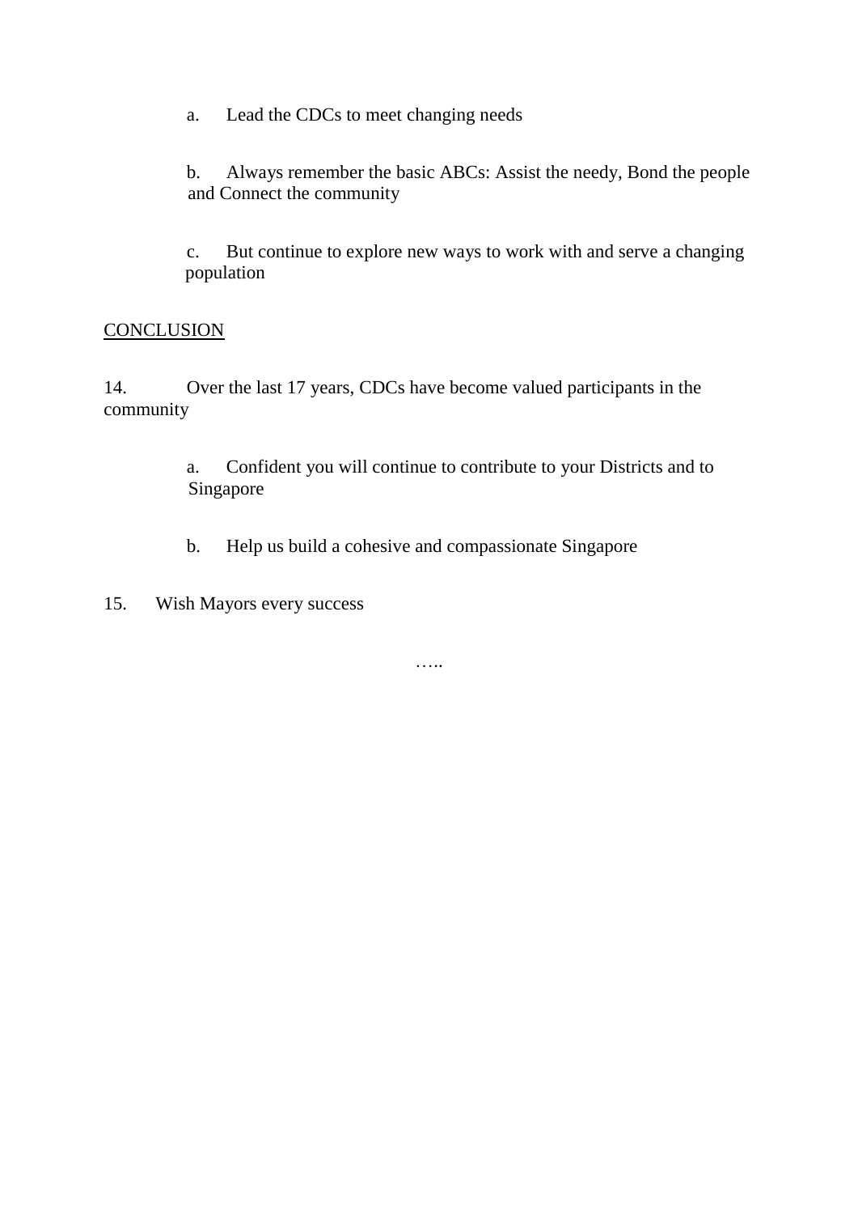a. Lead the CDCs to meet changing needs

b. Always remember the basic ABCs: Assist the needy, Bond the people and Connect the community

c. But continue to explore new ways to work with and serve a changing population

<u>CONCLUSION</u>

14. Over the last 17 years, CDCs have become valued participants in the community

a. Confident you will continue to contribute to your Districts and to Singapore

b. Help us build a cohesive and compassionate Singapore

15. Wish Mayors every success

…..